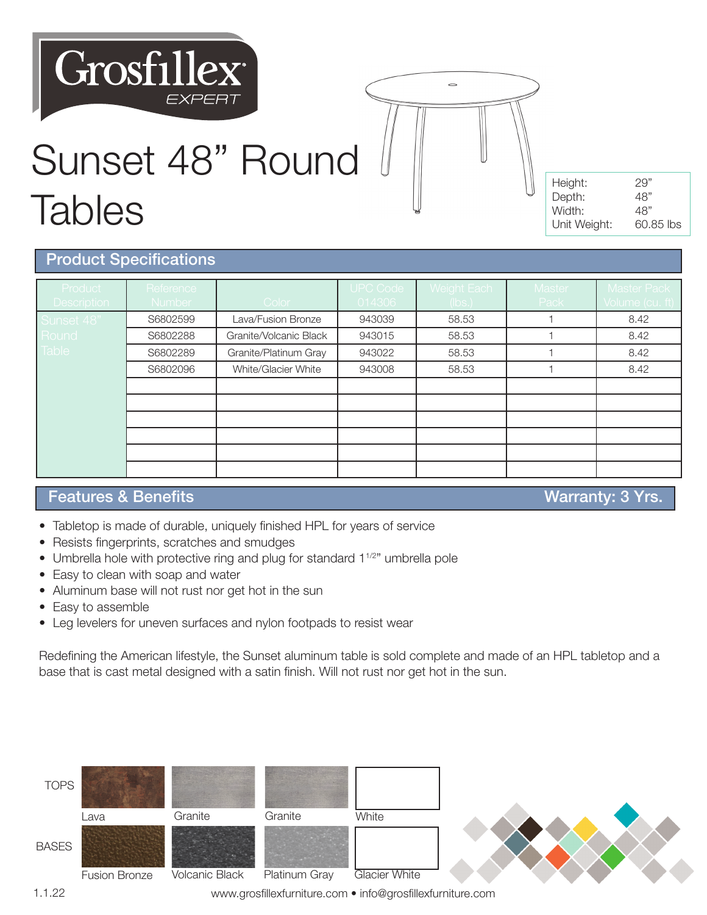Grosfillex EXPERT

# Sunset 48" Round Tables

| | |
|---|---|
| Height: | 29" |
| Depth: | 48" |
| Width: | 48" |
| Unit Weight: | 60.85 lbs |

## Product Specifications

| Product Description | Reference Number | Color | UPC Code 014306 | Weight Each (lbs.) | Master Pack | Master Pack Volume (cu. ft) |
|---|---|---|---|---|---|---|
| Sunset 48" Round Table | S6802599 | Lava/Fusion Bronze | 943039 | 58.53 | 1 | 8.42 |
| | S6802288 | Granite/Volcanic Black | 943015 | 58.53 | 1 | 8.42 |
| | S6802289 | Granite/Platinum Gray | 943022 | 58.53 | 1 | 8.42 |
| | S6802096 | White/Glacier White | 943008 | 58.53 | 1 | 8.42 |

## Features & Benefits

**Warranty: 3 Yrs.**

- Tabletop is made of durable, uniquely finished HPL for years of service
- Resists fingerprints, scratches and smudges
- Umbrella hole with protective ring and plug for standard 1 1/2" umbrella pole
- Easy to clean with soap and water
- Aluminum base will not rust nor get hot in the sun
- Easy to assemble
- Leg levelers for uneven surfaces and nylon footpads to resist wear

Redefining the American lifestyle, the Sunset aluminum table is sold complete and made of an HPL tabletop and a base that is cast metal designed with a satin finish. Will not rust nor get hot in the sun.

| | | | | |
|---|---|---|---|---|
| TOPS | Lava | Granite | Granite | White |
| BASES | Fusion Bronze | Volcanic Black | Platinum Gray | Glacier White |

1.1.22

www.grosfillexfurniture.com • info@grosfillexfurniture.com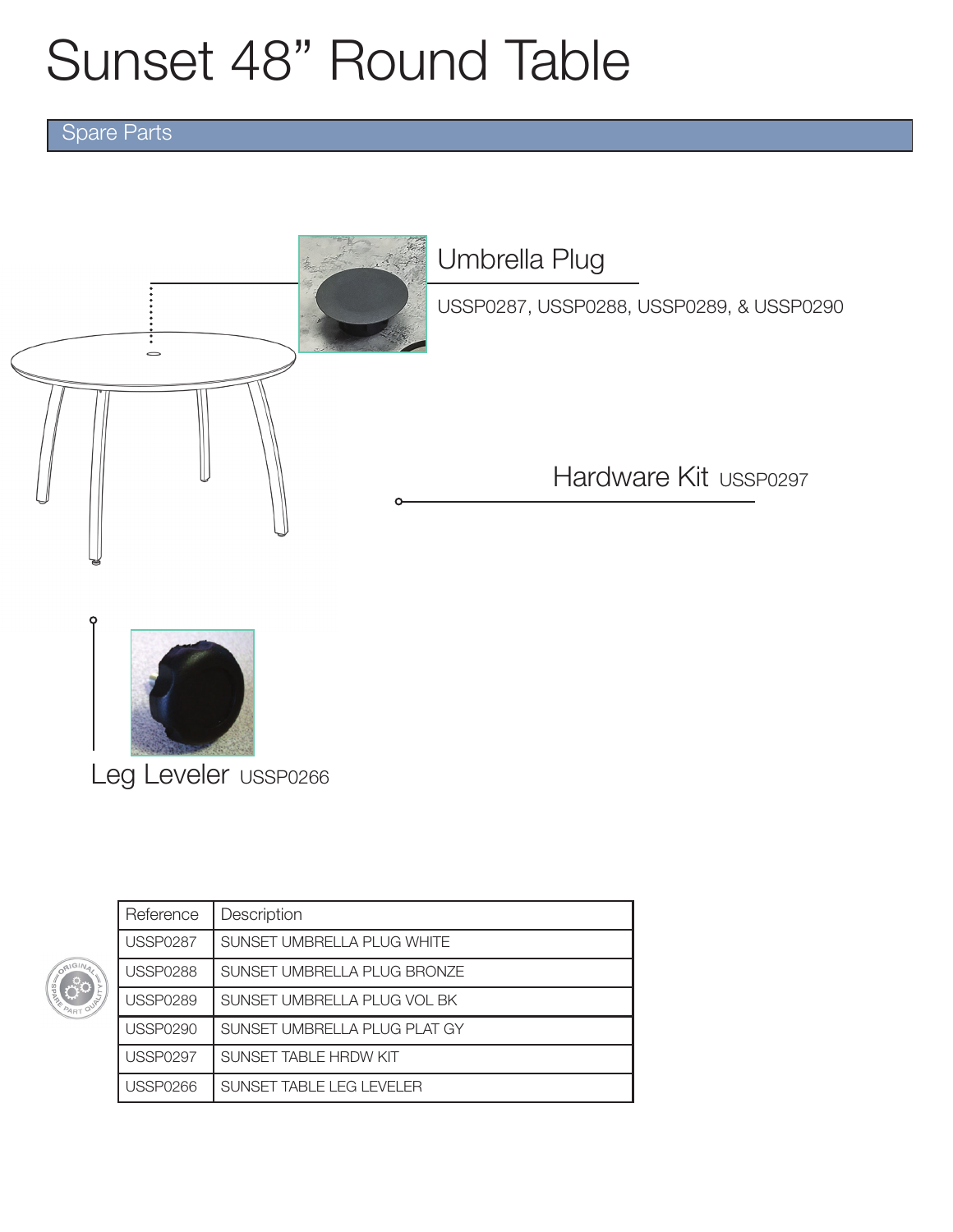# Sunset 48" Round Table

## Spare Parts

Umbrella Plug

USSP0287, USSP0288, USSP0289, & USSP0290

Hardware Kit USSP0297

Leg Leveler USSP0266

| Reference | Description |
|---|---|
| USSP0287 | SUNSET UMBRELLA PLUG WHITE |
| USSP0288 | SUNSET UMBRELLA PLUG BRONZE |
| USSP0289 | SUNSET UMBRELLA PLUG VOL BK |
| USSP0290 | SUNSET UMBRELLA PLUG PLAT GY |
| USSP0297 | SUNSET TABLE HRDW KIT |
| USSP0266 | SUNSET TABLE LEG LEVELER |